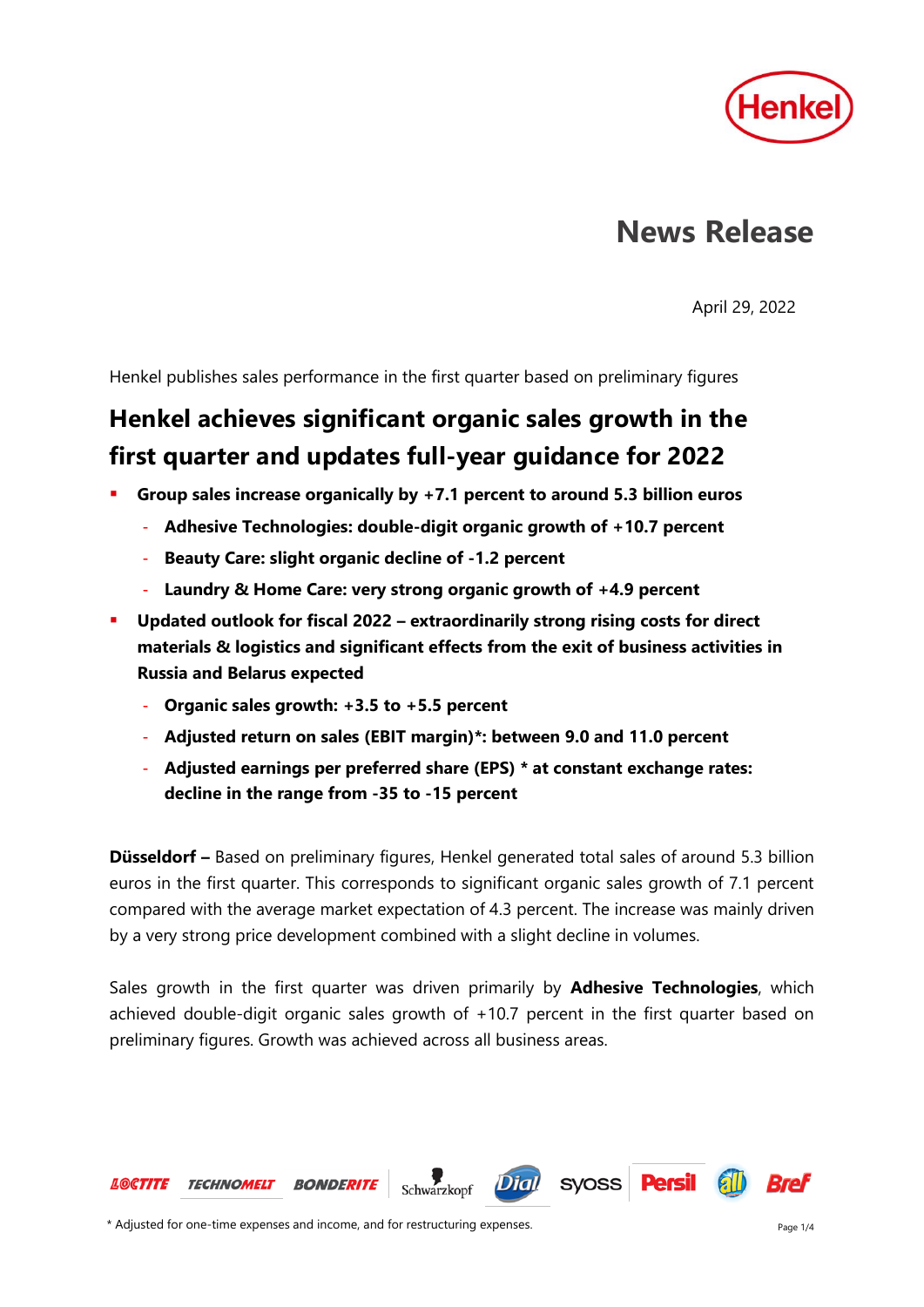# News Release

April 29, 2022

Henkel publishes sales performance in the first quarter based on preliminary figures

## Henkel achieves significant organic sales growth in the first quarter and updates full-year guidance for 2022

- **Group sales increase organically by +7.1 percent to around 5.3 billion euros**
  - **Adhesive Technologies: double-digit organic growth of +10.7 percent**
  - **Beauty Care: slight organic decline of -1.2 percent**
  - **Laundry & Home Care: very strong organic growth of +4.9 percent**
- **Updated outlook for fiscal 2022 – extraordinarily strong rising costs for direct materials & logistics and significant effects from the exit of business activities in Russia and Belarus expected**
  - **Organic sales growth: +3.5 to +5.5 percent**
  - **Adjusted return on sales (EBIT margin)*: between 9.0 and 11.0 percent**
  - **Adjusted earnings per preferred share (EPS) * at constant exchange rates: decline in the range from -35 to -15 percent**

**Düsseldorf –** Based on preliminary figures, Henkel generated total sales of around 5.3 billion euros in the first quarter. This corresponds to significant organic sales growth of 7.1 percent compared with the average market expectation of 4.3 percent. The increase was mainly driven by a very strong price development combined with a slight decline in volumes.

Sales growth in the first quarter was driven primarily by **Adhesive Technologies**, which achieved double-digit organic sales growth of +10.7 percent in the first quarter based on preliminary figures. Growth was achieved across all business areas.

\* Adjusted for one-time expenses and income, and for restructuring expenses.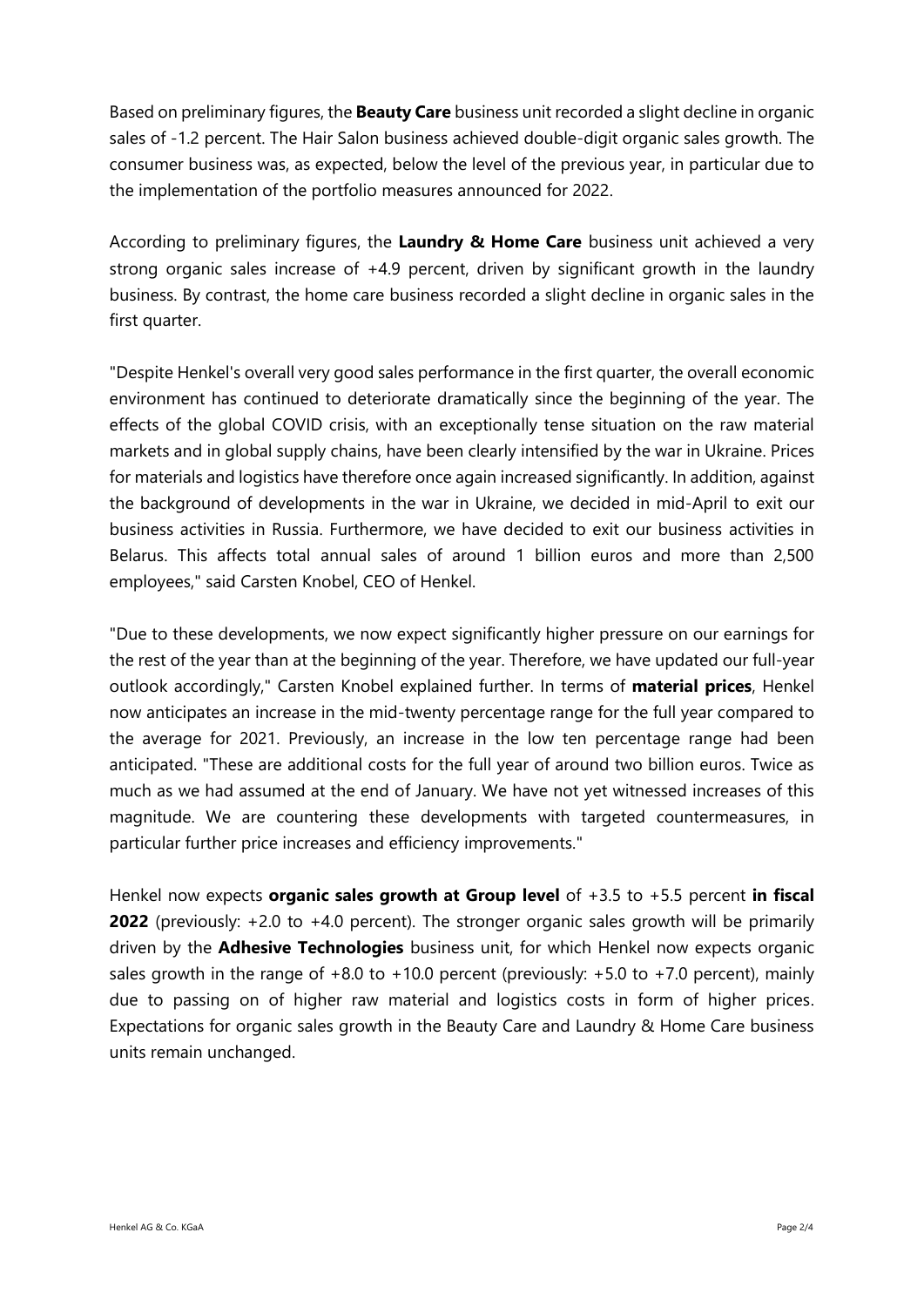Based on preliminary figures, the **Beauty Care** business unit recorded a slight decline in organic sales of -1.2 percent. The Hair Salon business achieved double-digit organic sales growth. The consumer business was, as expected, below the level of the previous year, in particular due to the implementation of the portfolio measures announced for 2022.

According to preliminary figures, the **Laundry & Home Care** business unit achieved a very strong organic sales increase of +4.9 percent, driven by significant growth in the laundry business. By contrast, the home care business recorded a slight decline in organic sales in the first quarter.

"Despite Henkel's overall very good sales performance in the first quarter, the overall economic environment has continued to deteriorate dramatically since the beginning of the year. The effects of the global COVID crisis, with an exceptionally tense situation on the raw material markets and in global supply chains, have been clearly intensified by the war in Ukraine. Prices for materials and logistics have therefore once again increased significantly. In addition, against the background of developments in the war in Ukraine, we decided in mid-April to exit our business activities in Russia. Furthermore, we have decided to exit our business activities in Belarus. This affects total annual sales of around 1 billion euros and more than 2,500 employees," said Carsten Knobel, CEO of Henkel.

"Due to these developments, we now expect significantly higher pressure on our earnings for the rest of the year than at the beginning of the year. Therefore, we have updated our full-year outlook accordingly," Carsten Knobel explained further. In terms of **material prices**, Henkel now anticipates an increase in the mid-twenty percentage range for the full year compared to the average for 2021. Previously, an increase in the low ten percentage range had been anticipated. "These are additional costs for the full year of around two billion euros. Twice as much as we had assumed at the end of January. We have not yet witnessed increases of this magnitude. We are countering these developments with targeted countermeasures, in particular further price increases and efficiency improvements."

Henkel now expects **organic sales growth at Group level** of +3.5 to +5.5 percent **in fiscal 2022** (previously: +2.0 to +4.0 percent). The stronger organic sales growth will be primarily driven by the **Adhesive Technologies** business unit, for which Henkel now expects organic sales growth in the range of +8.0 to +10.0 percent (previously: +5.0 to +7.0 percent), mainly due to passing on of higher raw material and logistics costs in form of higher prices. Expectations for organic sales growth in the Beauty Care and Laundry & Home Care business units remain unchanged.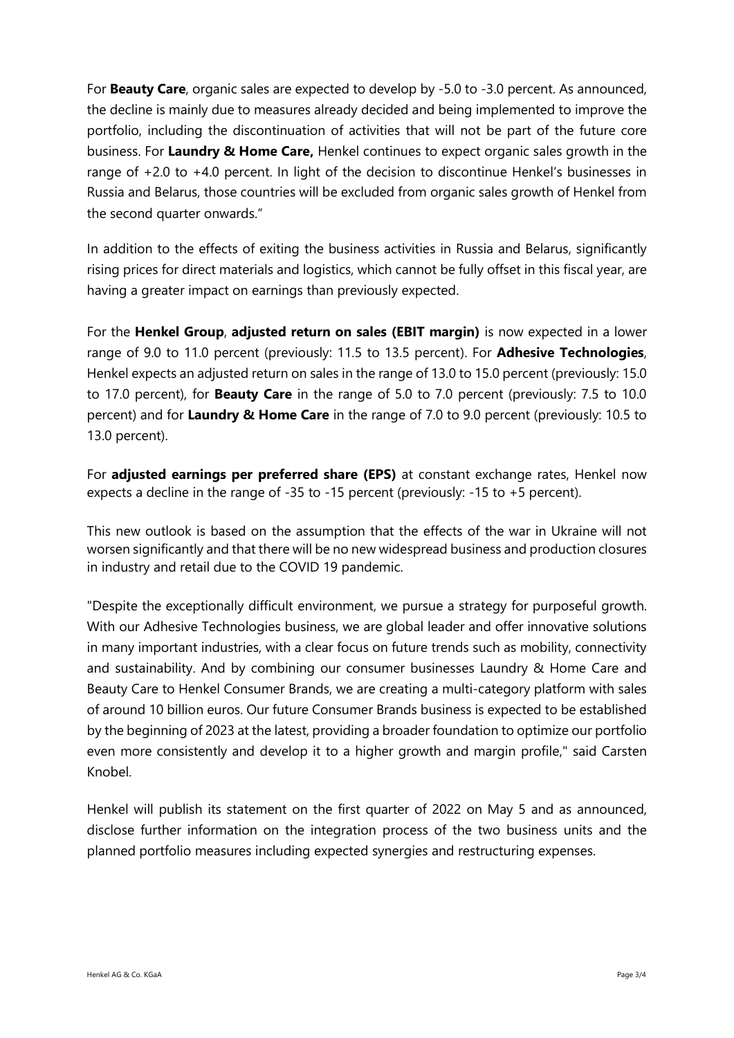For **Beauty Care**, organic sales are expected to develop by -5.0 to -3.0 percent. As announced, the decline is mainly due to measures already decided and being implemented to improve the portfolio, including the discontinuation of activities that will not be part of the future core business. For **Laundry & Home Care,** Henkel continues to expect organic sales growth in the range of +2.0 to +4.0 percent. In light of the decision to discontinue Henkel's businesses in Russia and Belarus, those countries will be excluded from organic sales growth of Henkel from the second quarter onwards."

In addition to the effects of exiting the business activities in Russia and Belarus, significantly rising prices for direct materials and logistics, which cannot be fully offset in this fiscal year, are having a greater impact on earnings than previously expected.

For the **Henkel Group**, **adjusted return on sales (EBIT margin)** is now expected in a lower range of 9.0 to 11.0 percent (previously: 11.5 to 13.5 percent). For **Adhesive Technologies**, Henkel expects an adjusted return on sales in the range of 13.0 to 15.0 percent (previously: 15.0 to 17.0 percent), for **Beauty Care** in the range of 5.0 to 7.0 percent (previously: 7.5 to 10.0 percent) and for **Laundry & Home Care** in the range of 7.0 to 9.0 percent (previously: 10.5 to 13.0 percent).

For **adjusted earnings per preferred share (EPS)** at constant exchange rates, Henkel now expects a decline in the range of -35 to -15 percent (previously: -15 to +5 percent).

This new outlook is based on the assumption that the effects of the war in Ukraine will not worsen significantly and that there will be no new widespread business and production closures in industry and retail due to the COVID 19 pandemic.

"Despite the exceptionally difficult environment, we pursue a strategy for purposeful growth. With our Adhesive Technologies business, we are global leader and offer innovative solutions in many important industries, with a clear focus on future trends such as mobility, connectivity and sustainability. And by combining our consumer businesses Laundry & Home Care and Beauty Care to Henkel Consumer Brands, we are creating a multi-category platform with sales of around 10 billion euros. Our future Consumer Brands business is expected to be established by the beginning of 2023 at the latest, providing a broader foundation to optimize our portfolio even more consistently and develop it to a higher growth and margin profile," said Carsten Knobel.

Henkel will publish its statement on the first quarter of 2022 on May 5 and as announced, disclose further information on the integration process of the two business units and the planned portfolio measures including expected synergies and restructuring expenses.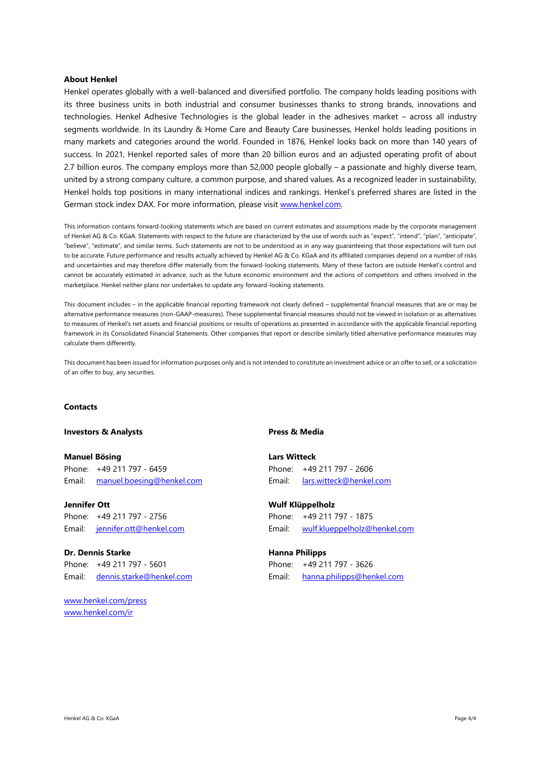**About Henkel**

Henkel operates globally with a well-balanced and diversified portfolio. The company holds leading positions with its three business units in both industrial and consumer businesses thanks to strong brands, innovations and technologies. Henkel Adhesive Technologies is the global leader in the adhesives market – across all industry segments worldwide. In its Laundry & Home Care and Beauty Care businesses, Henkel holds leading positions in many markets and categories around the world. Founded in 1876, Henkel looks back on more than 140 years of success. In 2021, Henkel reported sales of more than 20 billion euros and an adjusted operating profit of about 2.7 billion euros. The company employs more than 52,000 people globally – a passionate and highly diverse team, united by a strong company culture, a common purpose, and shared values. As a recognized leader in sustainability, Henkel holds top positions in many international indices and rankings. Henkel's preferred shares are listed in the German stock index DAX. For more information, please visit www.henkel.com.

This information contains forward-looking statements which are based on current estimates and assumptions made by the corporate management of Henkel AG & Co. KGaA. Statements with respect to the future are characterized by the use of words such as "expect", "intend", "plan", "anticipate", "believe", "estimate", and similar terms. Such statements are not to be understood as in any way guaranteeing that those expectations will turn out to be accurate. Future performance and results actually achieved by Henkel AG & Co. KGaA and its affiliated companies depend on a number of risks and uncertainties and may therefore differ materially from the forward-looking statements. Many of these factors are outside Henkel's control and cannot be accurately estimated in advance, such as the future economic environment and the actions of competitors and others involved in the marketplace. Henkel neither plans nor undertakes to update any forward-looking statements.

This document includes – in the applicable financial reporting framework not clearly defined – supplemental financial measures that are or may be alternative performance measures (non-GAAP-measures). These supplemental financial measures should not be viewed in isolation or as alternatives to measures of Henkel's net assets and financial positions or results of operations as presented in accordance with the applicable financial reporting framework in its Consolidated Financial Statements. Other companies that report or describe similarly titled alternative performance measures may calculate them differently.

This document has been issued for information purposes only and is not intended to constitute an investment advice or an offer to sell, or a solicitation of an offer to buy, any securities.

**Contacts**

**Investors & Analysts**

**Manuel Bösing**
Phone: +49 211 797 - 6459
Email: manuel.boesing@henkel.com

**Jennifer Ott**
Phone: +49 211 797 - 2756
Email: jennifer.ott@henkel.com

**Dr. Dennis Starke**
Phone: +49 211 797 - 5601
Email: dennis.starke@henkel.com

**Press & Media**

**Lars Witteck**
Phone: +49 211 797 - 2606
Email: lars.witteck@henkel.com

**Wulf Klüppelholz**
Phone: +49 211 797 - 1875
Email: wulf.klueppelholz@henkel.com

**Hanna Philipps**
Phone: +49 211 797 - 3626
Email: hanna.philipps@henkel.com

www.henkel.com/press
www.henkel.com/ir